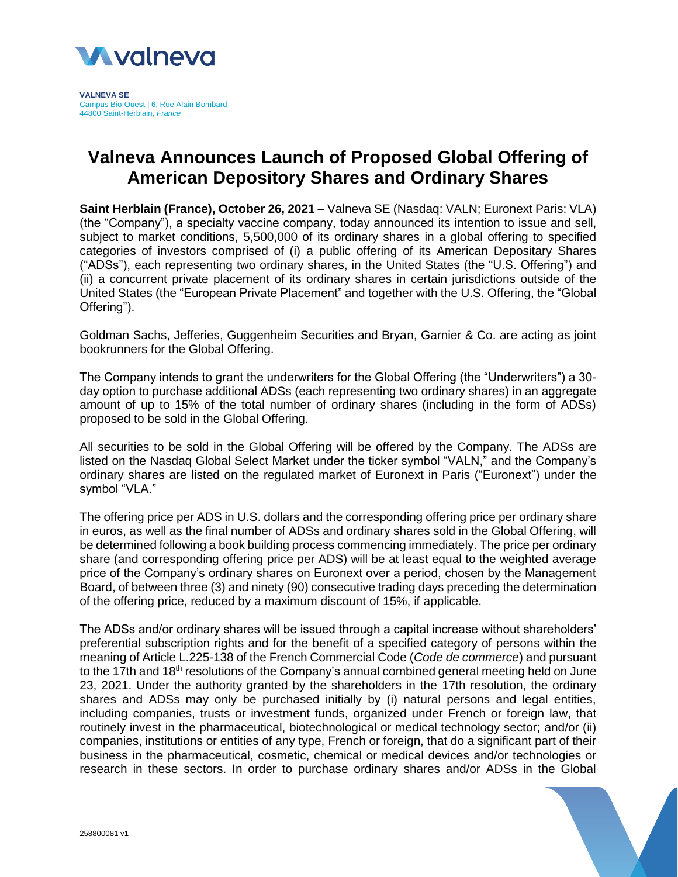**VALNEVA SE**
Campus Bio-Ouest | 6, Rue Alain Bombard
44800 Saint-Herblain, *France*

# Valneva Announces Launch of Proposed Global Offering of American Depository Shares and Ordinary Shares

**Saint Herblain (France), October 26, 2021** – Valneva SE (Nasdaq: VALN; Euronext Paris: VLA) (the "Company"), a specialty vaccine company, today announced its intention to issue and sell, subject to market conditions, 5,500,000 of its ordinary shares in a global offering to specified categories of investors comprised of (i) a public offering of its American Depositary Shares ("ADSs"), each representing two ordinary shares, in the United States (the "U.S. Offering") and (ii) a concurrent private placement of its ordinary shares in certain jurisdictions outside of the United States (the "European Private Placement" and together with the U.S. Offering, the "Global Offering").

Goldman Sachs, Jefferies, Guggenheim Securities and Bryan, Garnier & Co. are acting as joint bookrunners for the Global Offering.

The Company intends to grant the underwriters for the Global Offering (the "Underwriters") a 30-day option to purchase additional ADSs (each representing two ordinary shares) in an aggregate amount of up to 15% of the total number of ordinary shares (including in the form of ADSs) proposed to be sold in the Global Offering.

All securities to be sold in the Global Offering will be offered by the Company. The ADSs are listed on the Nasdaq Global Select Market under the ticker symbol "VALN," and the Company's ordinary shares are listed on the regulated market of Euronext in Paris ("Euronext") under the symbol "VLA."

The offering price per ADS in U.S. dollars and the corresponding offering price per ordinary share in euros, as well as the final number of ADSs and ordinary shares sold in the Global Offering, will be determined following a book building process commencing immediately. The price per ordinary share (and corresponding offering price per ADS) will be at least equal to the weighted average price of the Company's ordinary shares on Euronext over a period, chosen by the Management Board, of between three (3) and ninety (90) consecutive trading days preceding the determination of the offering price, reduced by a maximum discount of 15%, if applicable.

The ADSs and/or ordinary shares will be issued through a capital increase without shareholders' preferential subscription rights and for the benefit of a specified category of persons within the meaning of Article L.225-138 of the French Commercial Code (*Code de commerce*) and pursuant to the 17th and 18th resolutions of the Company's annual combined general meeting held on June 23, 2021. Under the authority granted by the shareholders in the 17th resolution, the ordinary shares and ADSs may only be purchased initially by (i) natural persons and legal entities, including companies, trusts or investment funds, organized under French or foreign law, that routinely invest in the pharmaceutical, biotechnological or medical technology sector; and/or (ii) companies, institutions or entities of any type, French or foreign, that do a significant part of their business in the pharmaceutical, cosmetic, chemical or medical devices and/or technologies or research in these sectors. In order to purchase ordinary shares and/or ADSs in the Global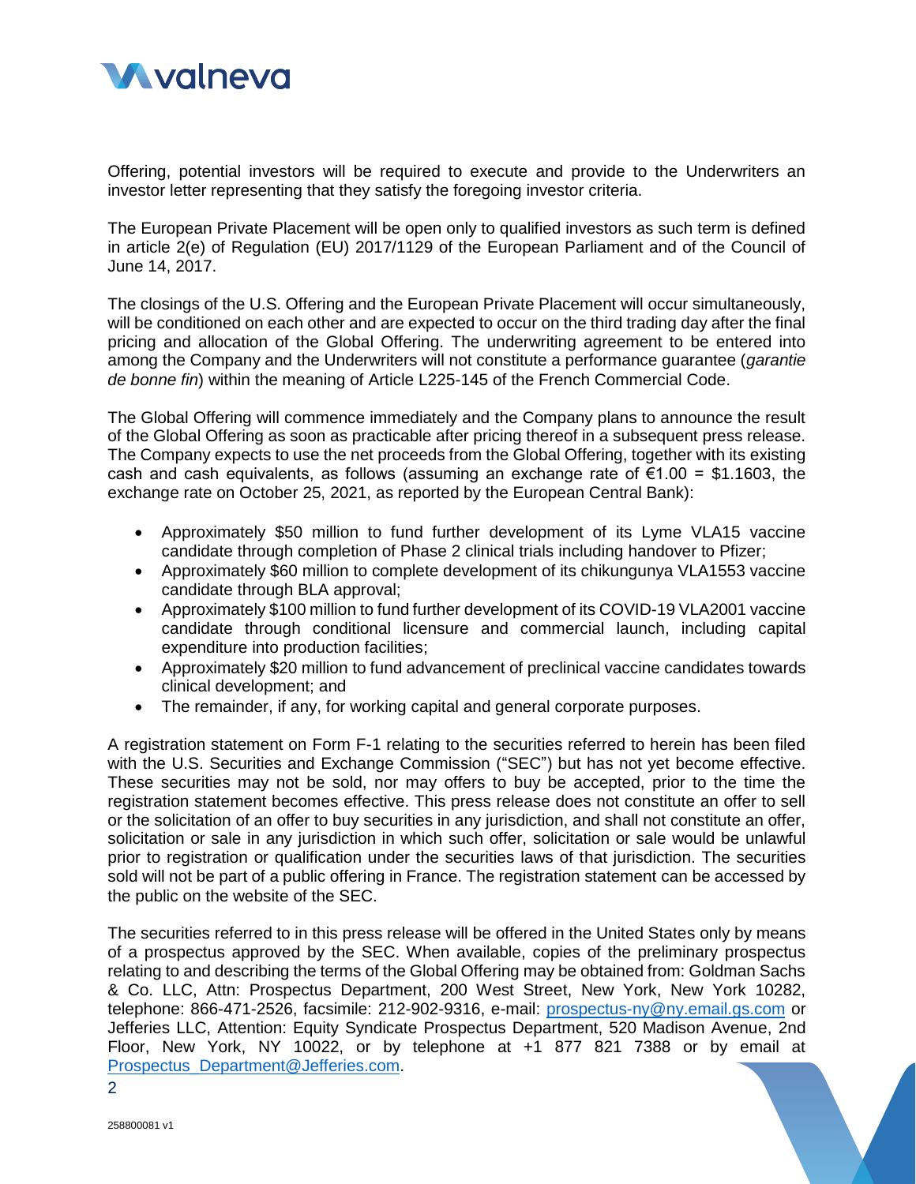Offering, potential investors will be required to execute and provide to the Underwriters an investor letter representing that they satisfy the foregoing investor criteria.

The European Private Placement will be open only to qualified investors as such term is defined in article 2(e) of Regulation (EU) 2017/1129 of the European Parliament and of the Council of June 14, 2017.

The closings of the U.S. Offering and the European Private Placement will occur simultaneously, will be conditioned on each other and are expected to occur on the third trading day after the final pricing and allocation of the Global Offering. The underwriting agreement to be entered into among the Company and the Underwriters will not constitute a performance guarantee (*garantie de bonne fin*) within the meaning of Article L225-145 of the French Commercial Code.

The Global Offering will commence immediately and the Company plans to announce the result of the Global Offering as soon as practicable after pricing thereof in a subsequent press release. The Company expects to use the net proceeds from the Global Offering, together with its existing cash and cash equivalents, as follows (assuming an exchange rate of €1.00 = $1.1603, the exchange rate on October 25, 2021, as reported by the European Central Bank):

- Approximately $50 million to fund further development of its Lyme VLA15 vaccine candidate through completion of Phase 2 clinical trials including handover to Pfizer;
- Approximately $60 million to complete development of its chikungunya VLA1553 vaccine candidate through BLA approval;
- Approximately $100 million to fund further development of its COVID-19 VLA2001 vaccine candidate through conditional licensure and commercial launch, including capital expenditure into production facilities;
- Approximately $20 million to fund advancement of preclinical vaccine candidates towards clinical development; and
- The remainder, if any, for working capital and general corporate purposes.

A registration statement on Form F-1 relating to the securities referred to herein has been filed with the U.S. Securities and Exchange Commission ("SEC") but has not yet become effective. These securities may not be sold, nor may offers to buy be accepted, prior to the time the registration statement becomes effective. This press release does not constitute an offer to sell or the solicitation of an offer to buy securities in any jurisdiction, and shall not constitute an offer, solicitation or sale in any jurisdiction in which such offer, solicitation or sale would be unlawful prior to registration or qualification under the securities laws of that jurisdiction. The securities sold will not be part of a public offering in France. The registration statement can be accessed by the public on the website of the SEC.

The securities referred to in this press release will be offered in the United States only by means of a prospectus approved by the SEC. When available, copies of the preliminary prospectus relating to and describing the terms of the Global Offering may be obtained from: Goldman Sachs & Co. LLC, Attn: Prospectus Department, 200 West Street, New York, New York 10282, telephone: 866-471-2526, facsimile: 212-902-9316, e-mail: prospectus-ny@ny.email.gs.com or Jefferies LLC, Attention: Equity Syndicate Prospectus Department, 520 Madison Avenue, 2nd Floor, New York, NY 10022, or by telephone at +1 877 821 7388 or by email at Prospectus_Department@Jefferies.com.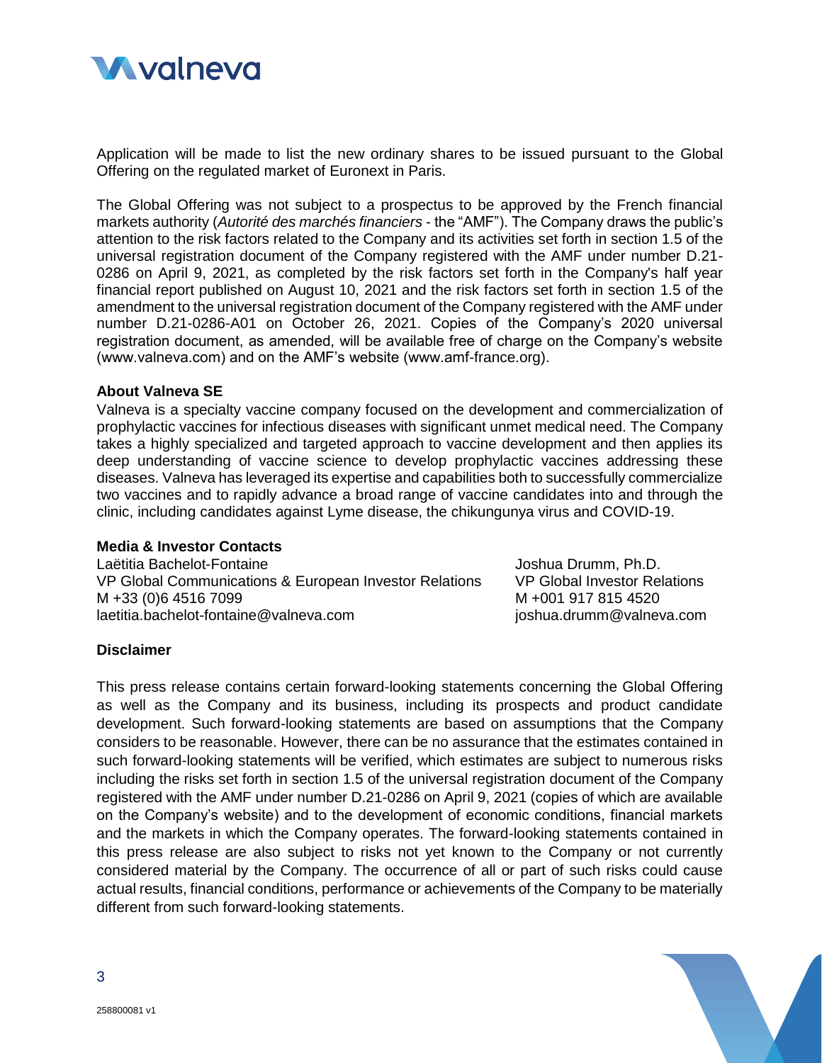Application will be made to list the new ordinary shares to be issued pursuant to the Global Offering on the regulated market of Euronext in Paris.

The Global Offering was not subject to a prospectus to be approved by the French financial markets authority (*Autorité des marchés financiers* - the "AMF"). The Company draws the public's attention to the risk factors related to the Company and its activities set forth in section 1.5 of the universal registration document of the Company registered with the AMF under number D.21-0286 on April 9, 2021, as completed by the risk factors set forth in the Company's half year financial report published on August 10, 2021 and the risk factors set forth in section 1.5 of the amendment to the universal registration document of the Company registered with the AMF under number D.21-0286-A01 on October 26, 2021. Copies of the Company's 2020 universal registration document, as amended, will be available free of charge on the Company's website (www.valneva.com) and on the AMF's website (www.amf-france.org).

**About Valneva SE**

Valneva is a specialty vaccine company focused on the development and commercialization of prophylactic vaccines for infectious diseases with significant unmet medical need. The Company takes a highly specialized and targeted approach to vaccine development and then applies its deep understanding of vaccine science to develop prophylactic vaccines addressing these diseases. Valneva has leveraged its expertise and capabilities both to successfully commercialize two vaccines and to rapidly advance a broad range of vaccine candidates into and through the clinic, including candidates against Lyme disease, the chikungunya virus and COVID-19.

**Media & Investor Contacts**

Laëtitia Bachelot-Fontaine
VP Global Communications & European Investor Relations
M +33 (0)6 4516 7099
laetitia.bachelot-fontaine@valneva.com

Joshua Drumm, Ph.D.
VP Global Investor Relations
M +001 917 815 4520
joshua.drumm@valneva.com

**Disclaimer**

This press release contains certain forward-looking statements concerning the Global Offering as well as the Company and its business, including its prospects and product candidate development. Such forward-looking statements are based on assumptions that the Company considers to be reasonable. However, there can be no assurance that the estimates contained in such forward-looking statements will be verified, which estimates are subject to numerous risks including the risks set forth in section 1.5 of the universal registration document of the Company registered with the AMF under number D.21-0286 on April 9, 2021 (copies of which are available on the Company's website) and to the development of economic conditions, financial markets and the markets in which the Company operates. The forward-looking statements contained in this press release are also subject to risks not yet known to the Company or not currently considered material by the Company. The occurrence of all or part of such risks could cause actual results, financial conditions, performance or achievements of the Company to be materially different from such forward-looking statements.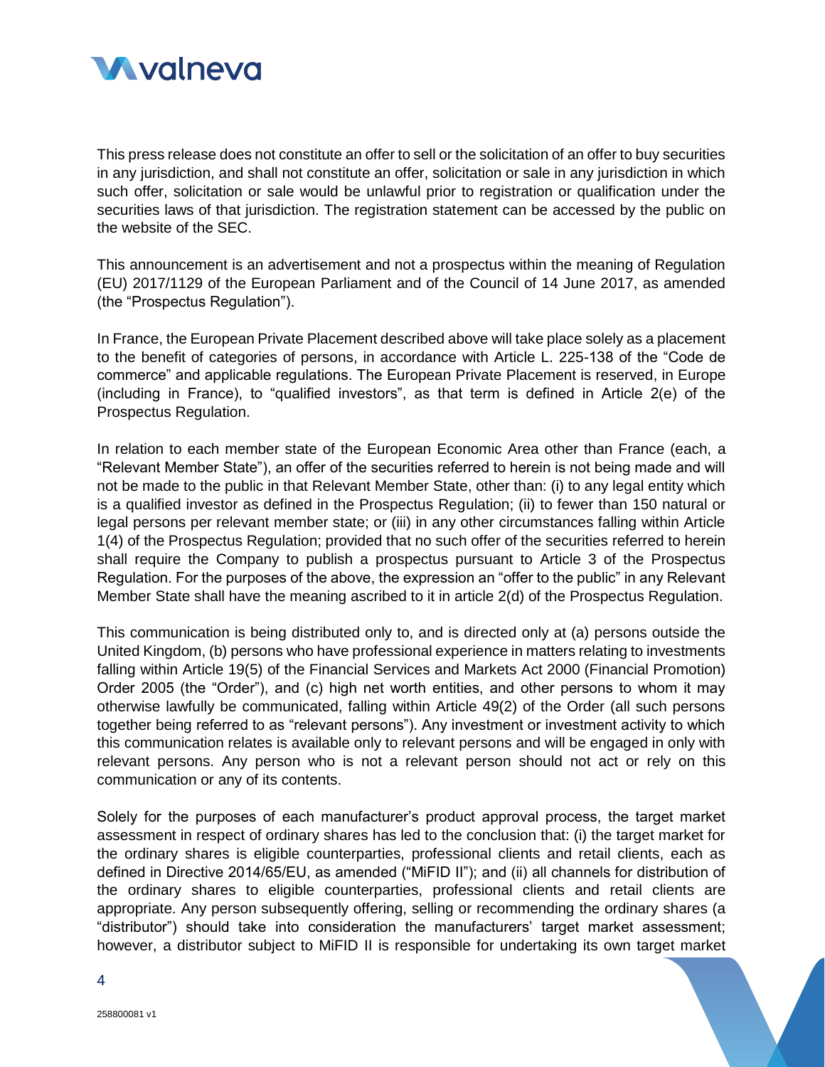This press release does not constitute an offer to sell or the solicitation of an offer to buy securities in any jurisdiction, and shall not constitute an offer, solicitation or sale in any jurisdiction in which such offer, solicitation or sale would be unlawful prior to registration or qualification under the securities laws of that jurisdiction. The registration statement can be accessed by the public on the website of the SEC.

This announcement is an advertisement and not a prospectus within the meaning of Regulation (EU) 2017/1129 of the European Parliament and of the Council of 14 June 2017, as amended (the "Prospectus Regulation").

In France, the European Private Placement described above will take place solely as a placement to the benefit of categories of persons, in accordance with Article L. 225-138 of the "Code de commerce" and applicable regulations. The European Private Placement is reserved, in Europe (including in France), to "qualified investors", as that term is defined in Article 2(e) of the Prospectus Regulation.

In relation to each member state of the European Economic Area other than France (each, a "Relevant Member State"), an offer of the securities referred to herein is not being made and will not be made to the public in that Relevant Member State, other than: (i) to any legal entity which is a qualified investor as defined in the Prospectus Regulation; (ii) to fewer than 150 natural or legal persons per relevant member state; or (iii) in any other circumstances falling within Article 1(4) of the Prospectus Regulation; provided that no such offer of the securities referred to herein shall require the Company to publish a prospectus pursuant to Article 3 of the Prospectus Regulation. For the purposes of the above, the expression an "offer to the public" in any Relevant Member State shall have the meaning ascribed to it in article 2(d) of the Prospectus Regulation.

This communication is being distributed only to, and is directed only at (a) persons outside the United Kingdom, (b) persons who have professional experience in matters relating to investments falling within Article 19(5) of the Financial Services and Markets Act 2000 (Financial Promotion) Order 2005 (the "Order"), and (c) high net worth entities, and other persons to whom it may otherwise lawfully be communicated, falling within Article 49(2) of the Order (all such persons together being referred to as "relevant persons"). Any investment or investment activity to which this communication relates is available only to relevant persons and will be engaged in only with relevant persons. Any person who is not a relevant person should not act or rely on this communication or any of its contents.

Solely for the purposes of each manufacturer's product approval process, the target market assessment in respect of ordinary shares has led to the conclusion that: (i) the target market for the ordinary shares is eligible counterparties, professional clients and retail clients, each as defined in Directive 2014/65/EU, as amended ("MiFID II"); and (ii) all channels for distribution of the ordinary shares to eligible counterparties, professional clients and retail clients are appropriate. Any person subsequently offering, selling or recommending the ordinary shares (a "distributor") should take into consideration the manufacturers' target market assessment; however, a distributor subject to MiFID II is responsible for undertaking its own target market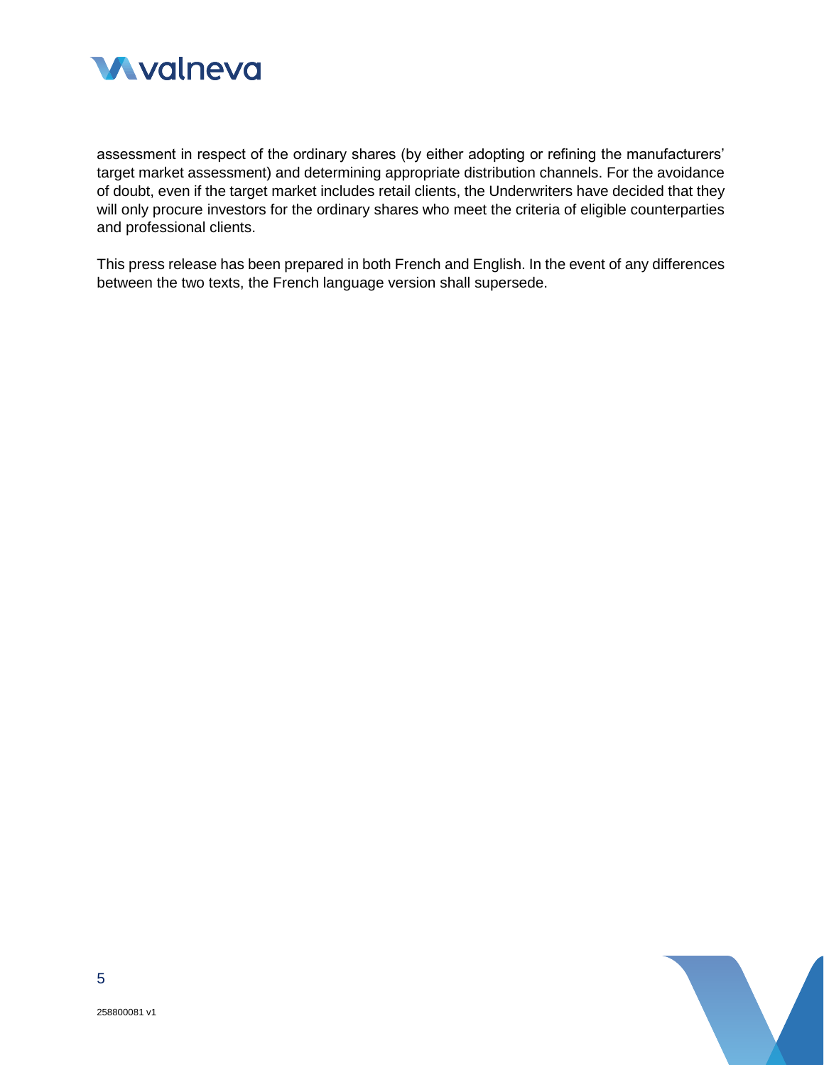assessment in respect of the ordinary shares (by either adopting or refining the manufacturers' target market assessment) and determining appropriate distribution channels. For the avoidance of doubt, even if the target market includes retail clients, the Underwriters have decided that they will only procure investors for the ordinary shares who meet the criteria of eligible counterparties and professional clients.

This press release has been prepared in both French and English. In the event of any differences between the two texts, the French language version shall supersede.

258800081 v1